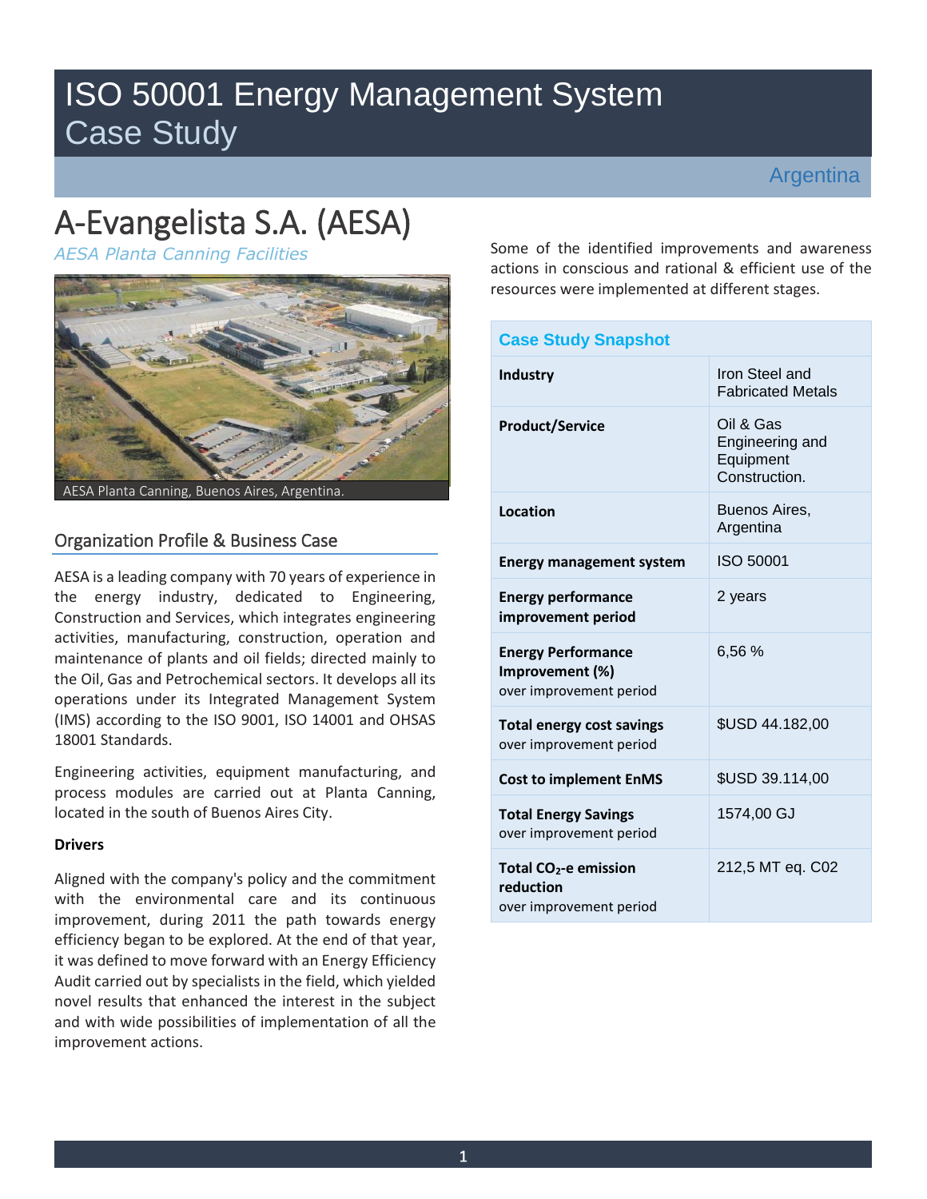# ISO 50001 Energy Management System Case Study

Argentina

# A-Evangelista S.A. (AESA)

*AESA Planta Canning Facilities*

AESA Planta Canning, Buenos Aires, Argentina.

## Organization Profile & Business Case

AESA is a leading company with 70 years of experience in the energy industry, dedicated to Engineering, Construction and Services, which integrates engineering activities, manufacturing, construction, operation and maintenance of plants and oil fields; directed mainly to the Oil, Gas and Petrochemical sectors. It develops all its operations under its Integrated Management System (IMS) according to the ISO 9001, ISO 14001 and OHSAS 18001 Standards.

Engineering activities, equipment manufacturing, and process modules are carried out at Planta Canning, located in the south of Buenos Aires City.

**Drivers**

Aligned with the company's policy and the commitment with the environmental care and its continuous improvement, during 2011 the path towards energy efficiency began to be explored. At the end of that year, it was defined to move forward with an Energy Efficiency Audit carried out by specialists in the field, which yielded novel results that enhanced the interest in the subject and with wide possibilities of implementation of all the improvement actions.

Some of the identified improvements and awareness actions in conscious and rational & efficient use of the resources were implemented at different stages.

| Case Study Snapshot | |
|---|---|
| **Industry** | Iron Steel and Fabricated Metals |
| **Product/Service** | Oil & Gas Engineering and Equipment Construction. |
| **Location** | Buenos Aires, Argentina |
| **Energy management system** | ISO 50001 |
| **Energy performance improvement period** | 2 years |
| **Energy Performance Improvement (%)** over improvement period | 6,56 % |
| **Total energy cost savings** over improvement period | $USD 44.182,00 |
| **Cost to implement EnMS** | $USD 39.114,00 |
| **Total Energy Savings** over improvement period | 1574,00 GJ |
| **Total $CO_2$-e emission reduction** over improvement period | 212,5 MT eq. C02 |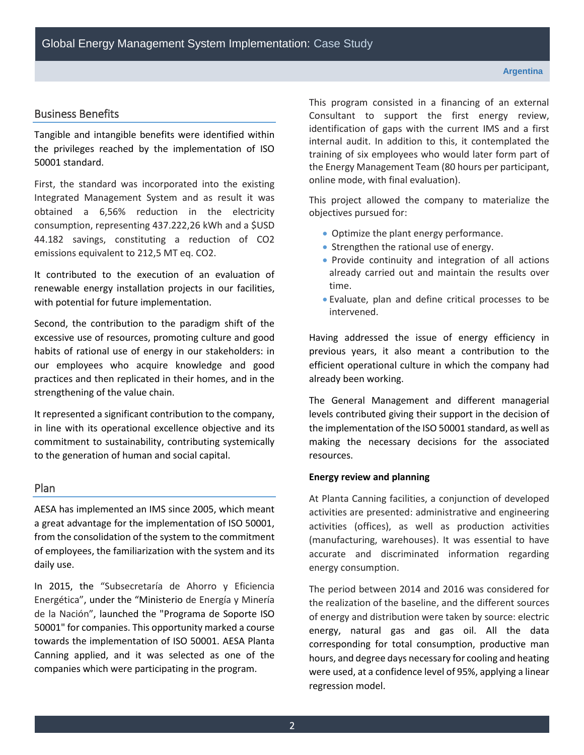## Business Benefits

Tangible and intangible benefits were identified within the privileges reached by the implementation of ISO 50001 standard.

First, the standard was incorporated into the existing Integrated Management System and as result it was obtained a 6,56% reduction in the electricity consumption, representing 437.222,26 kWh and a $USD 44.182 savings, constituting a reduction of $CO_2$ emissions equivalent to 212,5 MT eq. $CO_2$.

It contributed to the execution of an evaluation of renewable energy installation projects in our facilities, with potential for future implementation.

Second, the contribution to the paradigm shift of the excessive use of resources, promoting culture and good habits of rational use of energy in our stakeholders: in our employees who acquire knowledge and good practices and then replicated in their homes, and in the strengthening of the value chain.

It represented a significant contribution to the company, in line with its operational excellence objective and its commitment to sustainability, contributing systemically to the generation of human and social capital.

## Plan

AESA has implemented an IMS since 2005, which meant a great advantage for the implementation of ISO 50001, from the consolidation of the system to the commitment of employees, the familiarization with the system and its daily use.

In 2015, the "Subsecretaría de Ahorro y Eficiencia Energética", under the "Ministerio de Energía y Minería de la Nación", launched the "Programa de Soporte ISO 50001" for companies. This opportunity marked a course towards the implementation of ISO 50001. AESA Planta Canning applied, and it was selected as one of the companies which were participating in the program.

This program consisted in a financing of an external Consultant to support the first energy review, identification of gaps with the current IMS and a first internal audit. In addition to this, it contemplated the training of six employees who would later form part of the Energy Management Team (80 hours per participant, online mode, with final evaluation).

This project allowed the company to materialize the objectives pursued for:

- Optimize the plant energy performance.
- Strengthen the rational use of energy.
- Provide continuity and integration of all actions already carried out and maintain the results over time.
- Evaluate, plan and define critical processes to be intervened.

Having addressed the issue of energy efficiency in previous years, it also meant a contribution to the efficient operational culture in which the company had already been working.

The General Management and different managerial levels contributed giving their support in the decision of the implementation of the ISO 50001 standard, as well as making the necessary decisions for the associated resources.

**Energy review and planning**

At Planta Canning facilities, a conjunction of developed activities are presented: administrative and engineering activities (offices), as well as production activities (manufacturing, warehouses). It was essential to have accurate and discriminated information regarding energy consumption.

The period between 2014 and 2016 was considered for the realization of the baseline, and the different sources of energy and distribution were taken by source: electric energy, natural gas and gas oil. All the data corresponding for total consumption, productive man hours, and degree days necessary for cooling and heating were used, at a confidence level of 95%, applying a linear regression model.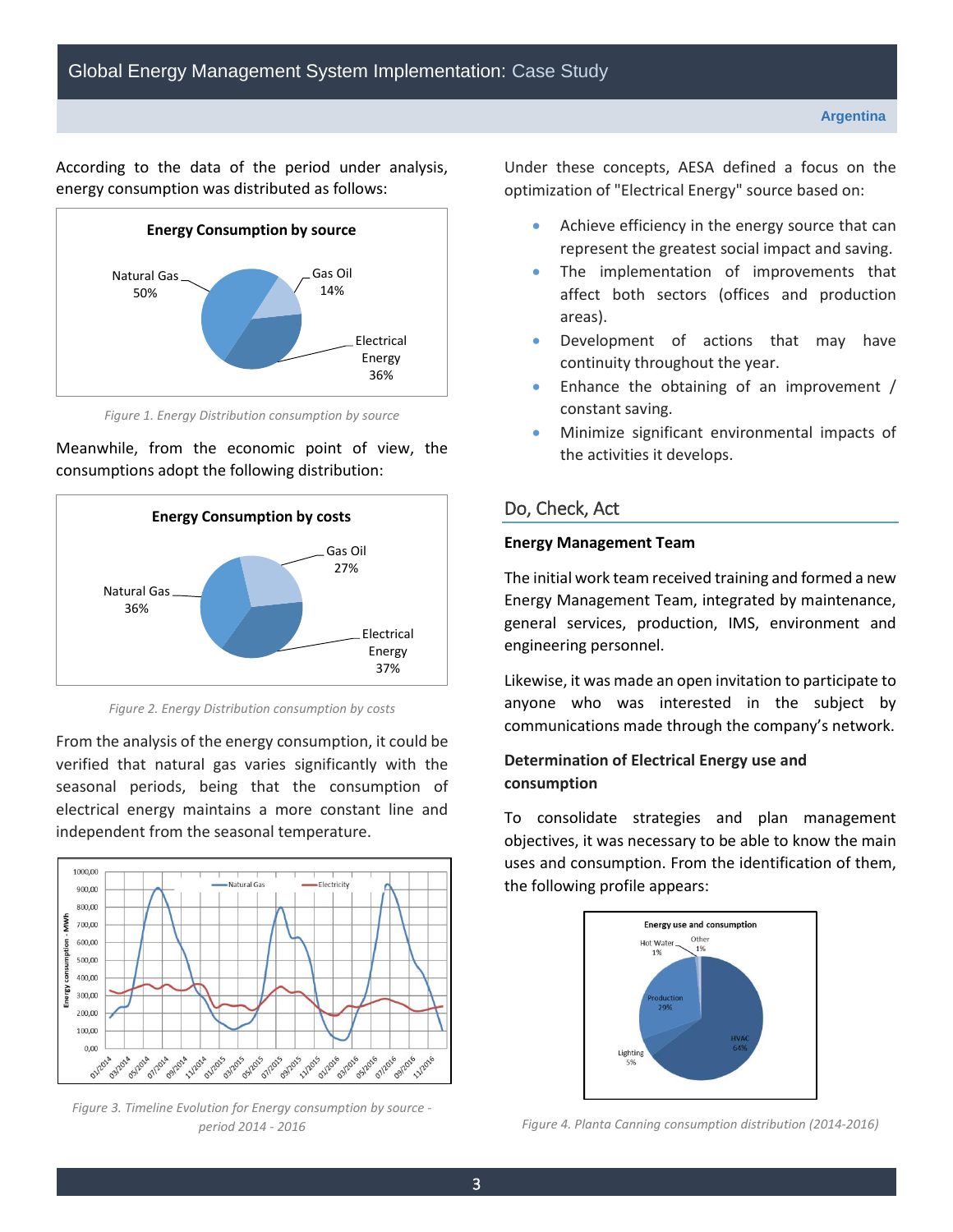According to the data of the period under analysis, energy consumption was distributed as follows:

Energy Consumption by source

Natural Gas 50%

Gas Oil 14%

Electrical Energy 36%

*Figure 1. Energy Distribution consumption by source*

Meanwhile, from the economic point of view, the consumptions adopt the following distribution:

Energy Consumption by costs

Gas Oil 27%

Natural Gas 36%

Electrical Energy 37%

*Figure 2. Energy Distribution consumption by costs*

From the analysis of the energy consumption, it could be verified that natural gas varies significantly with the seasonal periods, being that the consumption of electrical energy maintains a more constant line and independent from the seasonal temperature.

1000,00
900,00
800,00
700,00
600,00
500,00
400,00
300,00
200,00
100,00
0,00

Energy consumption - MWh

Natural Gas

Electricity

01/2014 03/2014 05/2014 07/2014 09/2014 11/2014 01/2015 03/2015 05/2015 07/2015 09/2015 11/2015 01/2016 03/2016 05/2016 07/2016 09/2016 11/2016

*Figure 3. Timeline Evolution for Energy consumption by source - period 2014 - 2016*

Under these concepts, AESA defined a focus on the optimization of "Electrical Energy" source based on:

- Achieve efficiency in the energy source that can represent the greatest social impact and saving.
- The implementation of improvements that affect both sectors (offices and production areas).
- Development of actions that may have continuity throughout the year.
- Enhance the obtaining of an improvement / constant saving.
- Minimize significant environmental impacts of the activities it develops.

## Do, Check, Act

**Energy Management Team**

The initial work team received training and formed a new Energy Management Team, integrated by maintenance, general services, production, IMS, environment and engineering personnel.

Likewise, it was made an open invitation to participate to anyone who was interested in the subject by communications made through the company's network.

**Determination of Electrical Energy use and consumption**

To consolidate strategies and plan management objectives, it was necessary to be able to know the main uses and consumption. From the identification of them, the following profile appears:

Energy use and consumption

Hot Water 1%

Other 1%

Production 29%

HVAC 64%

Lighting 5%

*Figure 4. Planta Canning consumption distribution (2014-2016)*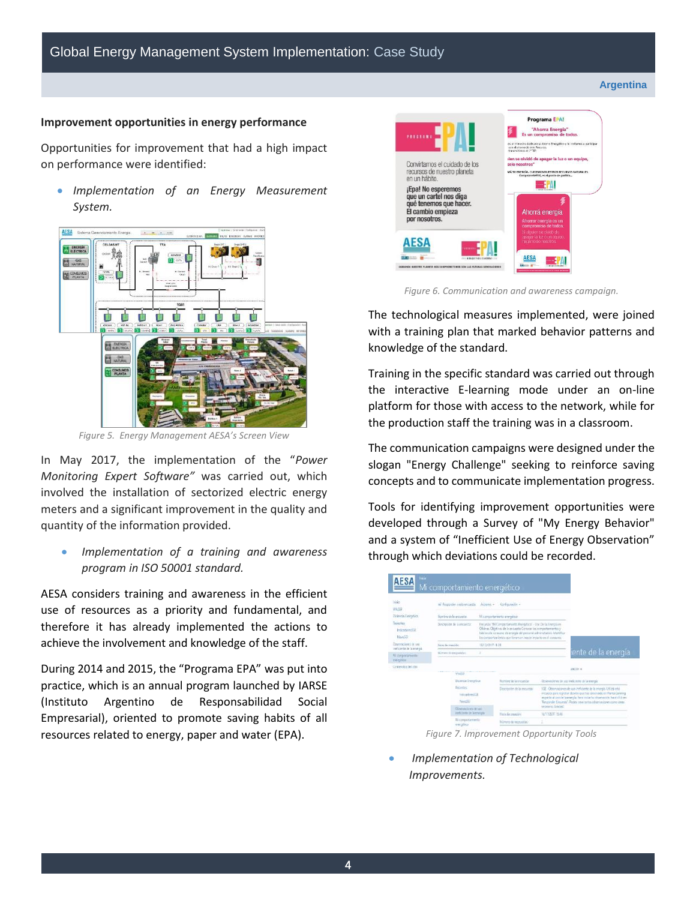**Improvement opportunities in energy performance**

Opportunities for improvement that had a high impact on performance were identified:

- *Implementation of an Energy Measurement System.*

*Figure 5. Energy Management AESA's Screen View*

In May 2017, the implementation of the "*Power Monitoring Expert Software"* was carried out, which involved the installation of sectorized electric energy meters and a significant improvement in the quality and quantity of the information provided.

- *Implementation of a training and awareness program in ISO 50001 standard.*

AESA considers training and awareness in the efficient use of resources as a priority and fundamental, and therefore it has already implemented the actions to achieve the involvement and knowledge of the staff.

During 2014 and 2015, the "Programa EPA" was put into practice, which is an annual program launched by IARSE (Instituto Argentino de Responsabilidad Social Empresarial), oriented to promote saving habits of all resources related to energy, paper and water (EPA).

*Figure 6. Communication and awareness campaign.*

The technological measures implemented, were joined with a training plan that marked behavior patterns and knowledge of the standard.

Training in the specific standard was carried out through the interactive E-learning mode under an on-line platform for those with access to the network, while for the production staff the training was in a classroom.

The communication campaigns were designed under the slogan "Energy Challenge" seeking to reinforce saving concepts and to communicate implementation progress.

Tools for identifying improvement opportunities were developed through a Survey of "My Energy Behavior" and a system of "Inefficient Use of Energy Observation" through which deviations could be recorded.

*Figure 7. Improvement Opportunity Tools*

- *Implementation of Technological Improvements.*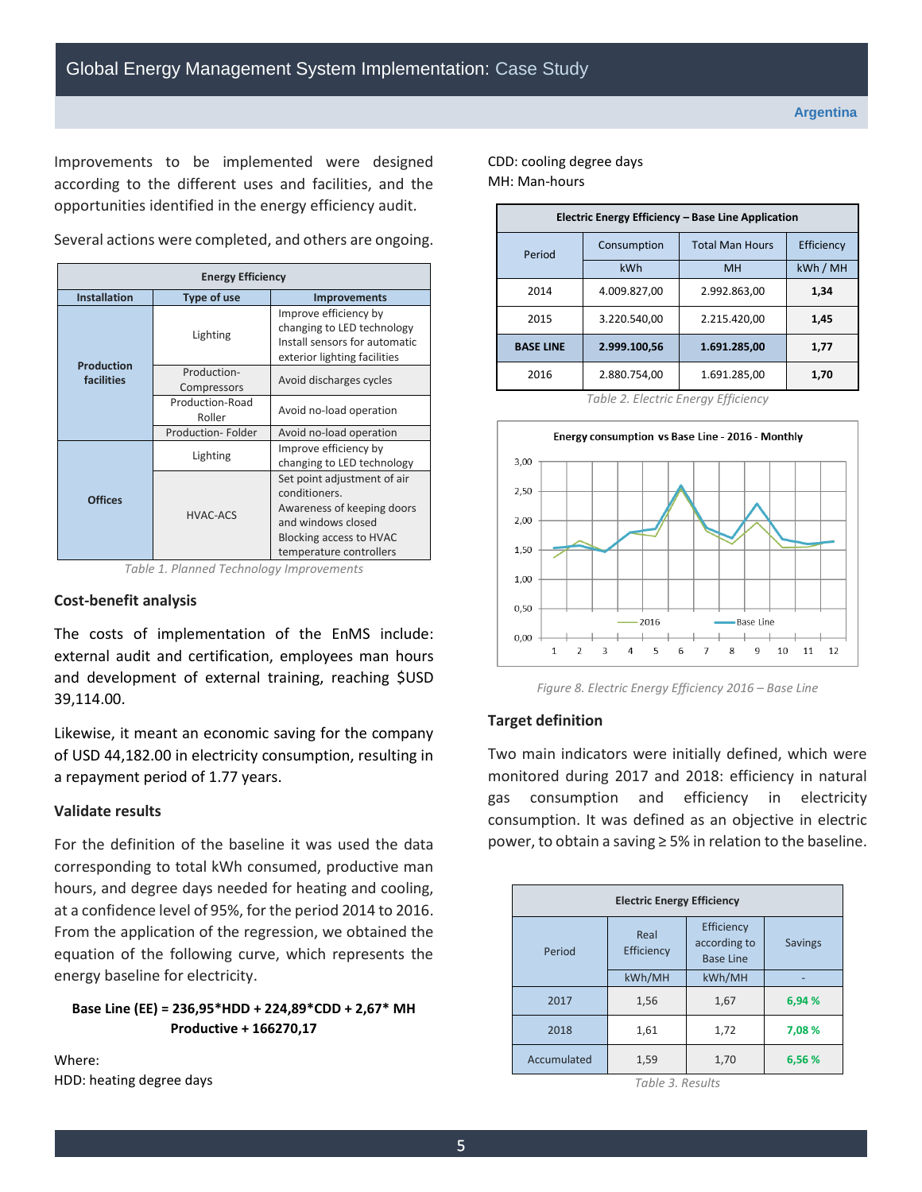Improvements to be implemented were designed according to the different uses and facilities, and the opportunities identified in the energy efficiency audit.

Several actions were completed, and others are ongoing.

| Energy Efficiency | | |
|---|---|---|
| **Installation** | **Type of use** | **Improvements** |
| **Production facilities** | Lighting | Improve efficiency by changing to LED technology<br>Install sensors for automatic exterior lighting facilities |
| | Production-Compressors | Avoid discharges cycles |
| | Production-Road Roller | Avoid no-load operation |
| | Production- Folder | Avoid no-load operation |
| **Offices** | Lighting | Improve efficiency by changing to LED technology |
| | HVAC-ACS | Set point adjustment of air conditioners.<br>Awareness of keeping doors and windows closed<br>Blocking access to HVAC temperature controllers |

*Table 1. Planned Technology Improvements*

### Cost-benefit analysis

The costs of implementation of the EnMS include: external audit and certification, employees man hours and development of external training, reaching $USD 39,114.00.

Likewise, it meant an economic saving for the company of USD 44,182.00 in electricity consumption, resulting in a repayment period of 1.77 years.

### Validate results

For the definition of the baseline it was used the data corresponding to total kWh consumed, productive man hours, and degree days needed for heating and cooling, at a confidence level of 95%, for the period 2014 to 2016. From the application of the regression, we obtained the equation of the following curve, which represents the energy baseline for electricity.

**Base Line (EE) = 236,95\*HDD + 224,89\*CDD + 2,67\* MH Productive + 166270,17**

Where:
HDD: heating degree days
CDD: cooling degree days
MH: Man-hours

| Electric Energy Efficiency – Base Line Application | | | |
|---|---|---|---|
| Period | Consumption | Total Man Hours | Efficiency |
| | kWh | MH | kWh / MH |
| 2014 | 4.009.827,00 | 2.992.863,00 | **1,34** |
| 2015 | 3.220.540,00 | 2.215.420,00 | **1,45** |
| **BASE LINE** | **2.999.100,56** | **1.691.285,00** | **1,77** |
| 2016 | 2.880.754,00 | 1.691.285,00 | **1,70** |

*Table 2. Electric Energy Efficiency*

Energy consumption vs Base Line - 2016 - Monthly

3,00
2,50
2,00
1,50
1,00
0,50
0,00

1 2 3 4 5 6 7 8 9 10 11 12

2016
Base Line

*Figure 8. Electric Energy Efficiency 2016 – Base Line*

### Target definition

Two main indicators were initially defined, which were monitored during 2017 and 2018: efficiency in natural gas consumption and efficiency in electricity consumption. It was defined as an objective in electric power, to obtain a saving ≥ 5% in relation to the baseline.

| Electric Energy Efficiency | | | |
|---|---|---|---|
| Period | Real Efficiency | Efficiency according to Base Line | Savings |
| | kWh/MH | kWh/MH | - |
| 2017 | 1,56 | 1,67 | **6,94 %** |
| 2018 | 1,61 | 1,72 | **7,08 %** |
| Accumulated | 1,59 | 1,70 | **6,56 %** |

*Table 3. Results*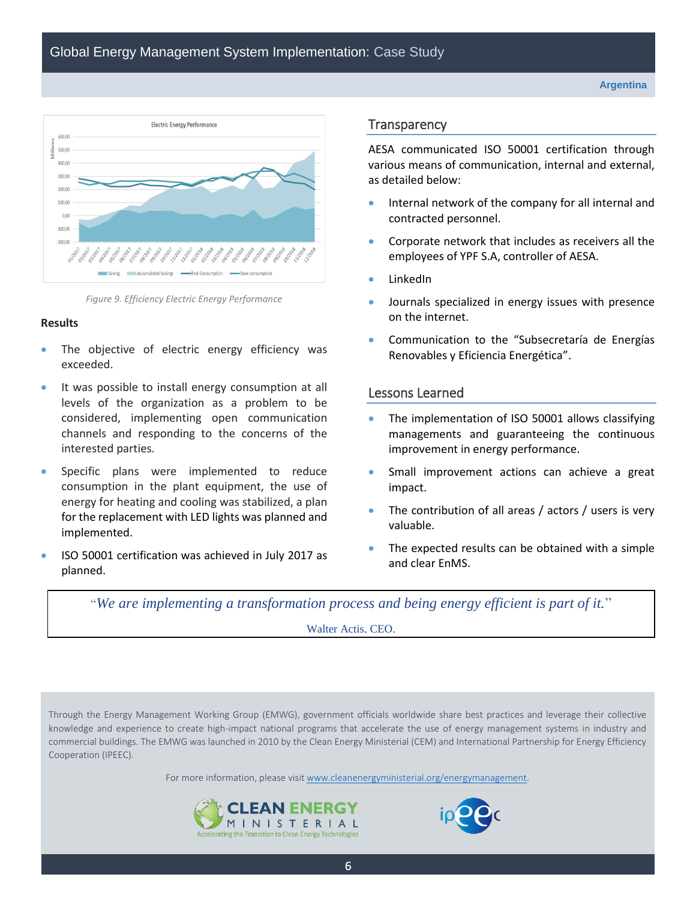Electric Energy Performance

Millares

600,00
500,00
400,00
300,00
200,00
100,00
0,00
-100,00
-200,00

01/2017 02/2017 03/2017 04/2017 05/2017 06/2017 07/2017 08/2017 09/2017 10/2017 11/2017 12/2017 01/2018 02/2018 03/2018 04/2018 05/2018 06/2018 07/2018 08/2018 09/2018 10/2018 11/2018 12/2018

Saving · Accumulated Savings · Real Consumption · Base consumption

*Figure 9. Efficiency Electric Energy Performance*

**Results**

- The objective of electric energy efficiency was exceeded.
- It was possible to install energy consumption at all levels of the organization as a problem to be considered, implementing open communication channels and responding to the concerns of the interested parties.
- Specific plans were implemented to reduce consumption in the plant equipment, the use of energy for heating and cooling was stabilized, a plan for the replacement with LED lights was planned and implemented.
- ISO 50001 certification was achieved in July 2017 as planned.

## Transparency

AESA communicated ISO 50001 certification through various means of communication, internal and external, as detailed below:

- Internal network of the company for all internal and contracted personnel.
- Corporate network that includes as receivers all the employees of YPF S.A, controller of AESA.
- LinkedIn
- Journals specialized in energy issues with presence on the internet.
- Communication to the "Subsecretaría de Energías Renovables y Eficiencia Energética".

## Lessons Learned

- The implementation of ISO 50001 allows classifying managements and guaranteeing the continuous improvement in energy performance.
- Small improvement actions can achieve a great impact.
- The contribution of all areas / actors / users is very valuable.
- The expected results can be obtained with a simple and clear EnMS.

> "*We are implementing a transformation process and being energy efficient is part of it.*"
>
> Walter Actis, CEO.

Through the Energy Management Working Group (EMWG), government officials worldwide share best practices and leverage their collective knowledge and experience to create high-impact national programs that accelerate the use of energy management systems in industry and commercial buildings. The EMWG was launched in 2010 by the Clean Energy Ministerial (CEM) and International Partnership for Energy Efficiency Cooperation (IPEEC).

For more information, please visit www.cleanenergyministerial.org/energymanagement.

CLEAN ENERGY MINISTERIAL
Accelerating the Transition to Clean Energy Technologies

ipeec